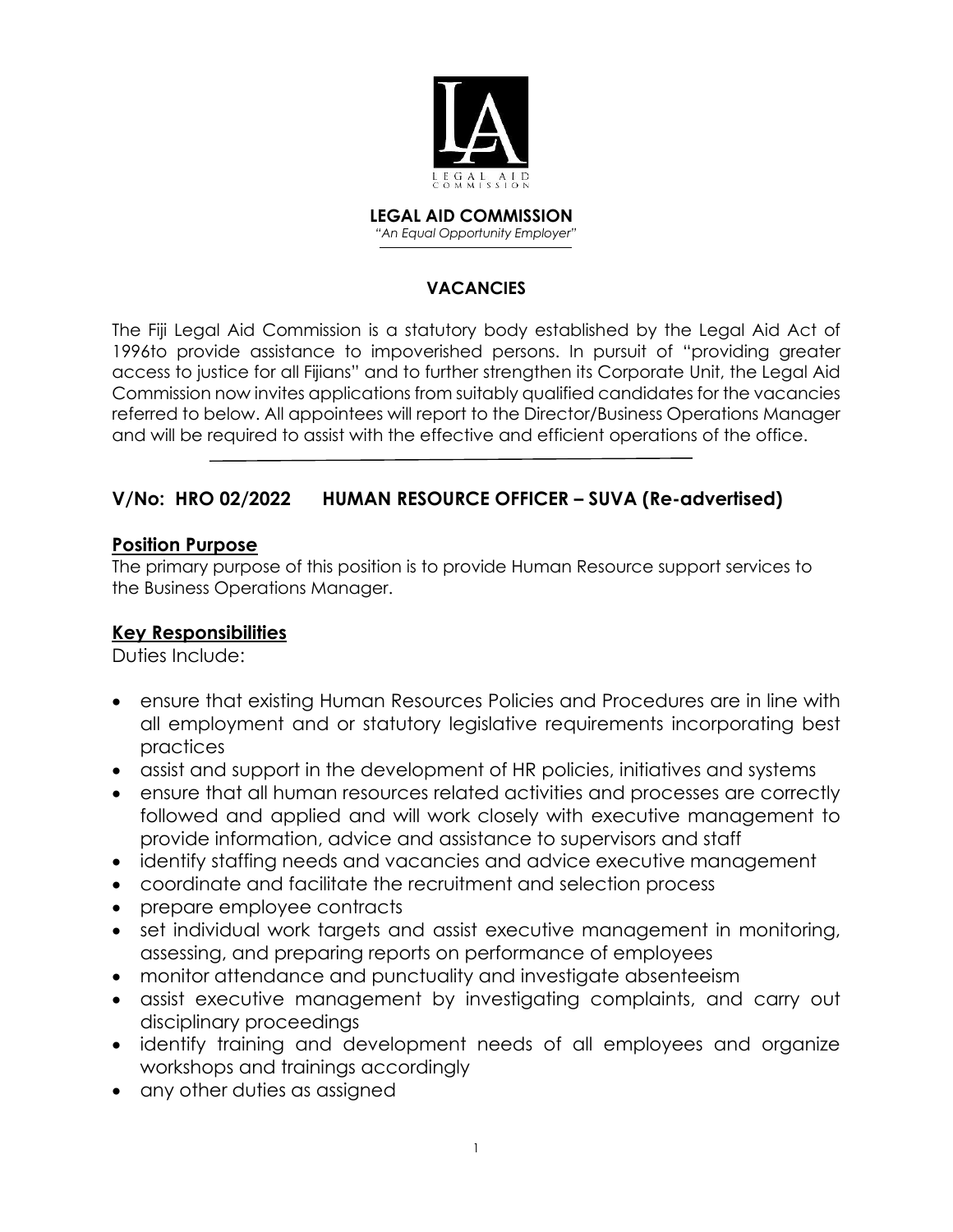# LEGAL AID COMMISSION

*"An Equal Opportunity Employer"*

## VACANCIES

The Fiji Legal Aid Commission is a statutory body established by the Legal Aid Act of 1996to provide assistance to impoverished persons. In pursuit of "providing greater access to justice for all Fijians" and to further strengthen its Corporate Unit, the Legal Aid Commission now invites applications from suitably qualified candidates for the vacancies referred to below. All appointees will report to the Director/Business Operations Manager and will be required to assist with the effective and efficient operations of the office.

## V/No: HRO 02/2022 HUMAN RESOURCE OFFICER – SUVA (Re-advertised)

### Position Purpose

The primary purpose of this position is to provide Human Resource support services to the Business Operations Manager.

### Key Responsibilities

Duties Include:

- ensure that existing Human Resources Policies and Procedures are in line with all employment and or statutory legislative requirements incorporating best practices
- assist and support in the development of HR policies, initiatives and systems
- ensure that all human resources related activities and processes are correctly followed and applied and will work closely with executive management to provide information, advice and assistance to supervisors and staff
- identify staffing needs and vacancies and advice executive management
- coordinate and facilitate the recruitment and selection process
- prepare employee contracts
- set individual work targets and assist executive management in monitoring, assessing, and preparing reports on performance of employees
- monitor attendance and punctuality and investigate absenteeism
- assist executive management by investigating complaints, and carry out disciplinary proceedings
- identify training and development needs of all employees and organize workshops and trainings accordingly
- any other duties as assigned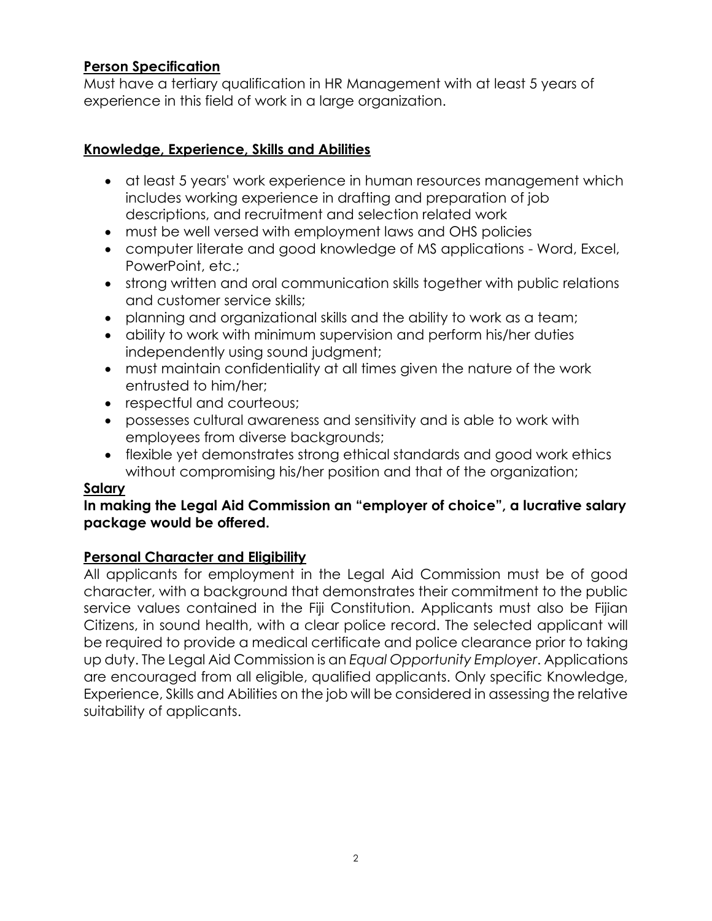## Person Specification

Must have a tertiary qualification in HR Management with at least 5 years of experience in this field of work in a large organization.

## Knowledge, Experience, Skills and Abilities

- at least 5 years' work experience in human resources management which includes working experience in drafting and preparation of job descriptions, and recruitment and selection related work
- must be well versed with employment laws and OHS policies
- computer literate and good knowledge of MS applications - Word, Excel, PowerPoint, etc.;
- strong written and oral communication skills together with public relations and customer service skills;
- planning and organizational skills and the ability to work as a team;
- ability to work with minimum supervision and perform his/her duties independently using sound judgment;
- must maintain confidentiality at all times given the nature of the work entrusted to him/her;
- respectful and courteous;
- possesses cultural awareness and sensitivity and is able to work with employees from diverse backgrounds;
- flexible yet demonstrates strong ethical standards and good work ethics without compromising his/her position and that of the organization;

## Salary

**In making the Legal Aid Commission an "employer of choice", a lucrative salary package would be offered.**

## Personal Character and Eligibility

All applicants for employment in the Legal Aid Commission must be of good character, with a background that demonstrates their commitment to the public service values contained in the Fiji Constitution. Applicants must also be Fijian Citizens, in sound health, with a clear police record. The selected applicant will be required to provide a medical certificate and police clearance prior to taking up duty. The Legal Aid Commission is an *Equal Opportunity Employer*. Applications are encouraged from all eligible, qualified applicants. Only specific Knowledge, Experience, Skills and Abilities on the job will be considered in assessing the relative suitability of applicants.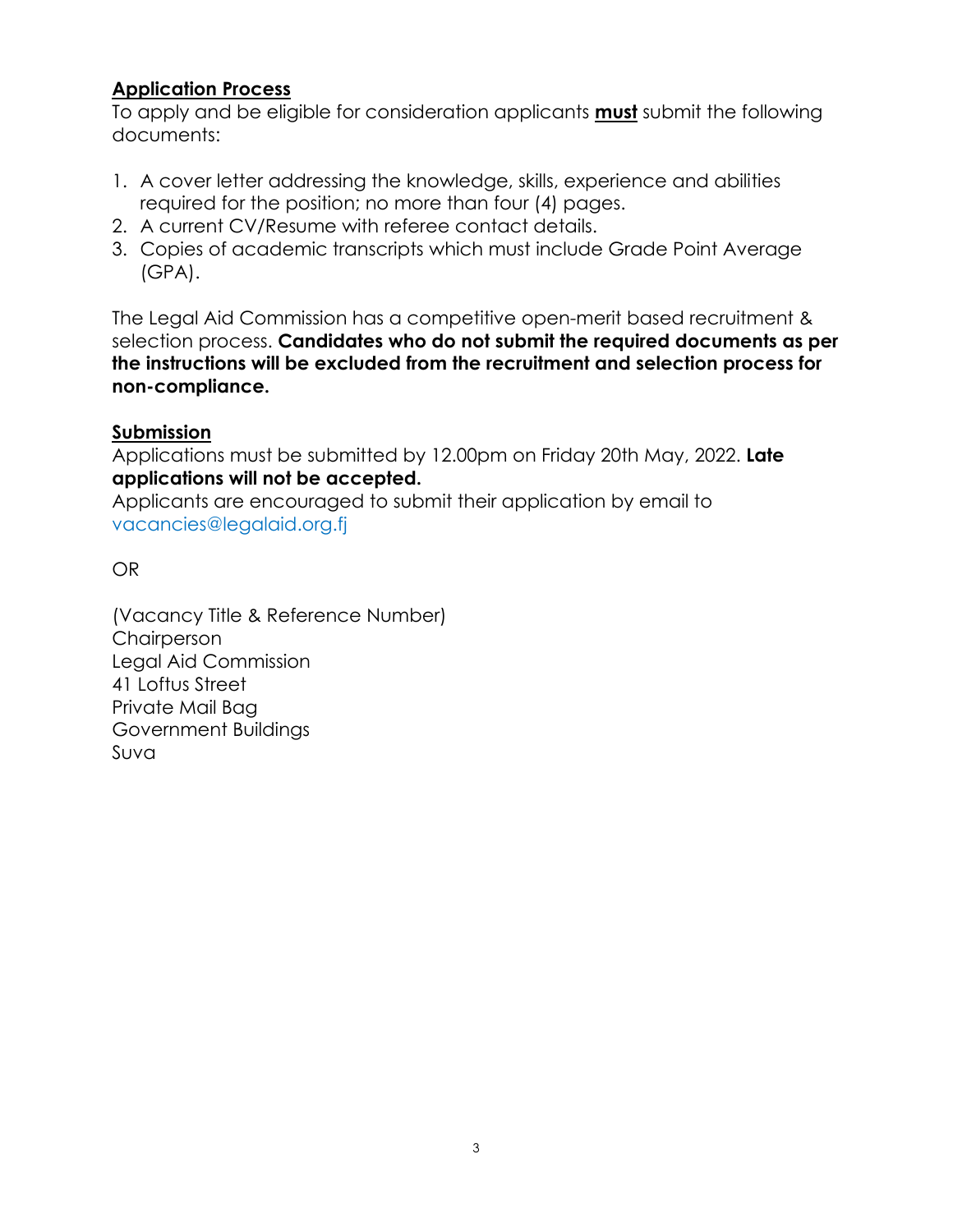## Application Process

To apply and be eligible for consideration applicants **must** submit the following documents:

1. A cover letter addressing the knowledge, skills, experience and abilities required for the position; no more than four (4) pages.
2. A current CV/Resume with referee contact details.
3. Copies of academic transcripts which must include Grade Point Average (GPA).

The Legal Aid Commission has a competitive open-merit based recruitment & selection process. **Candidates who do not submit the required documents as per the instructions will be excluded from the recruitment and selection process for non-compliance.**

## Submission

Applications must be submitted by 12.00pm on Friday 20th May, 2022. **Late applications will not be accepted.**

Applicants are encouraged to submit their application by email to vacancies@legalaid.org.fj

OR

(Vacancy Title & Reference Number)
Chairperson
Legal Aid Commission
41 Loftus Street
Private Mail Bag
Government Buildings
Suva